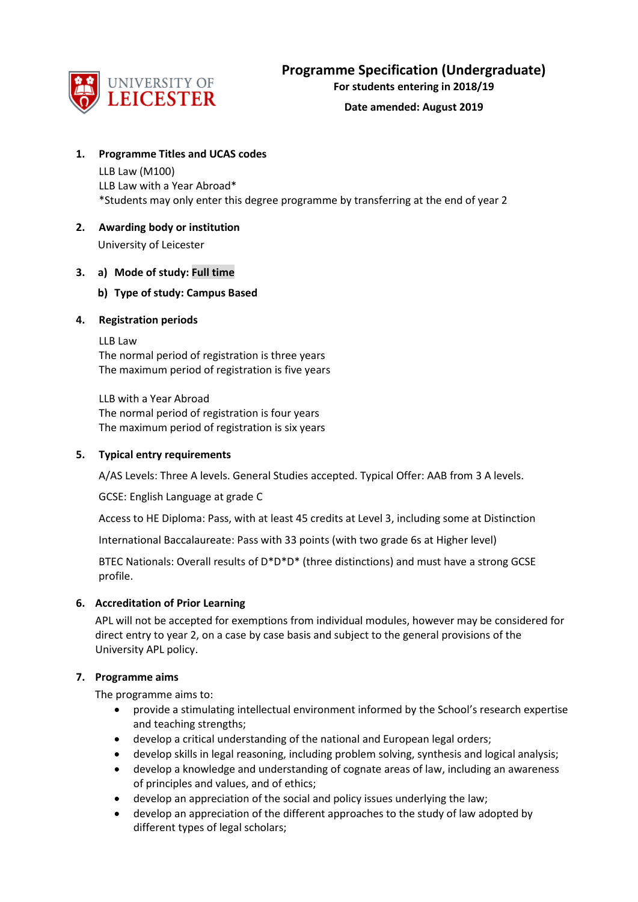UNIVERSITY OF LEICESTER

# Programme Specification (Undergraduate)

**For students entering in 2018/19**

**Date amended: August 2019**

## 1. Programme Titles and UCAS codes

LLB Law (M100)
LLB Law with a Year Abroad*
*Students may only enter this degree programme by transferring at the end of year 2

## 2. Awarding body or institution

University of Leicester

## 3. a) Mode of study: Full time

### b) Type of study: Campus Based

## 4. Registration periods

LLB Law
The normal period of registration is three years
The maximum period of registration is five years

LLB with a Year Abroad
The normal period of registration is four years
The maximum period of registration is six years

## 5. Typical entry requirements

A/AS Levels: Three A levels. General Studies accepted. Typical Offer: AAB from 3 A levels.

GCSE: English Language at grade C

Access to HE Diploma: Pass, with at least 45 credits at Level 3, including some at Distinction

International Baccalaureate: Pass with 33 points (with two grade 6s at Higher level)

BTEC Nationals: Overall results of D*D*D* (three distinctions) and must have a strong GCSE profile.

## 6. Accreditation of Prior Learning

APL will not be accepted for exemptions from individual modules, however may be considered for direct entry to year 2, on a case by case basis and subject to the general provisions of the University APL policy.

## 7. Programme aims

The programme aims to:

- provide a stimulating intellectual environment informed by the School's research expertise and teaching strengths;
- develop a critical understanding of the national and European legal orders;
- develop skills in legal reasoning, including problem solving, synthesis and logical analysis;
- develop a knowledge and understanding of cognate areas of law, including an awareness of principles and values, and of ethics;
- develop an appreciation of the social and policy issues underlying the law;
- develop an appreciation of the different approaches to the study of law adopted by different types of legal scholars;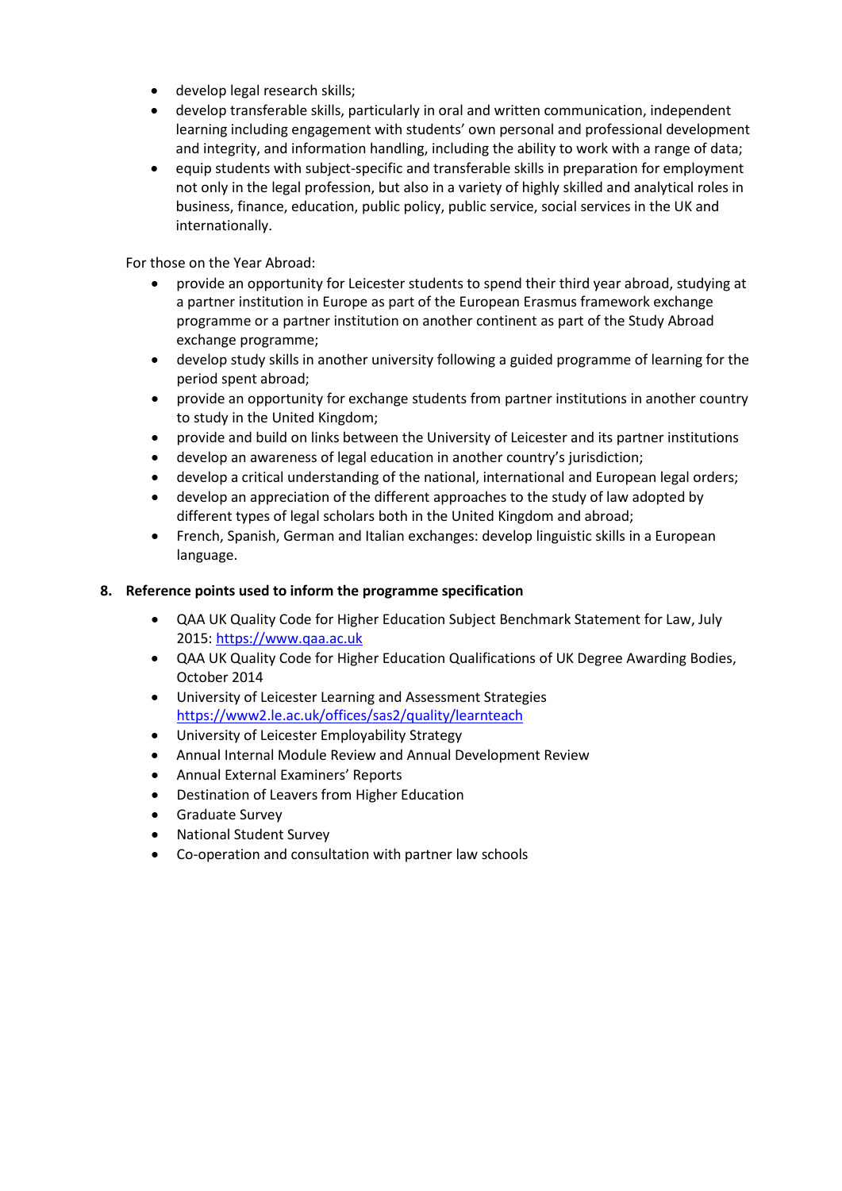- develop legal research skills;
- develop transferable skills, particularly in oral and written communication, independent learning including engagement with students' own personal and professional development and integrity, and information handling, including the ability to work with a range of data;
- equip students with subject-specific and transferable skills in preparation for employment not only in the legal profession, but also in a variety of highly skilled and analytical roles in business, finance, education, public policy, public service, social services in the UK and internationally.

For those on the Year Abroad:

- provide an opportunity for Leicester students to spend their third year abroad, studying at a partner institution in Europe as part of the European Erasmus framework exchange programme or a partner institution on another continent as part of the Study Abroad exchange programme;
- develop study skills in another university following a guided programme of learning for the period spent abroad;
- provide an opportunity for exchange students from partner institutions in another country to study in the United Kingdom;
- provide and build on links between the University of Leicester and its partner institutions
- develop an awareness of legal education in another country's jurisdiction;
- develop a critical understanding of the national, international and European legal orders;
- develop an appreciation of the different approaches to the study of law adopted by different types of legal scholars both in the United Kingdom and abroad;
- French, Spanish, German and Italian exchanges: develop linguistic skills in a European language.

## 8. Reference points used to inform the programme specification

- QAA UK Quality Code for Higher Education Subject Benchmark Statement for Law, July 2015: https://www.qaa.ac.uk
- QAA UK Quality Code for Higher Education Qualifications of UK Degree Awarding Bodies, October 2014
- University of Leicester Learning and Assessment Strategies https://www2.le.ac.uk/offices/sas2/quality/learnteach
- University of Leicester Employability Strategy
- Annual Internal Module Review and Annual Development Review
- Annual External Examiners' Reports
- Destination of Leavers from Higher Education
- Graduate Survey
- National Student Survey
- Co-operation and consultation with partner law schools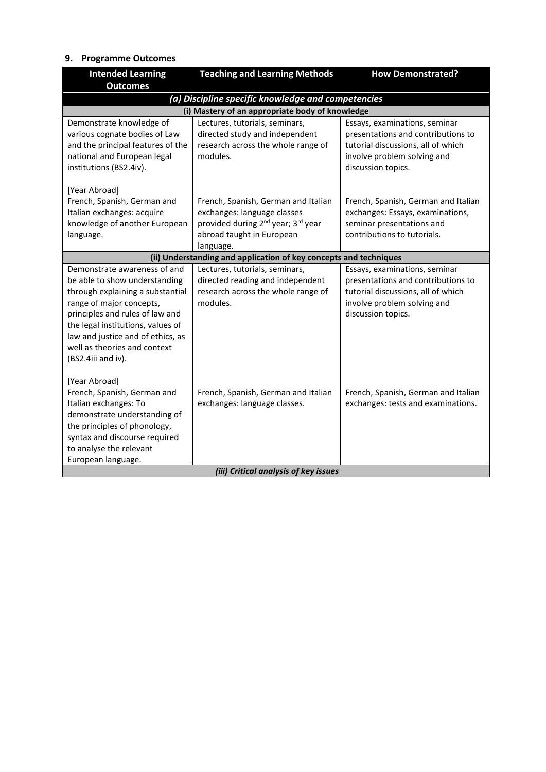## 9. Programme Outcomes

| Intended Learning Outcomes | Teaching and Learning Methods | How Demonstrated? |
|---|---|---|
| ***(a) Discipline specific knowledge and competencies*** | | |
| **(i) Mastery of an appropriate body of knowledge** | | |
| Demonstrate knowledge of various cognate bodies of Law and the principal features of the national and European legal institutions (BS2.4iv).<br><br>[Year Abroad]<br>French, Spanish, German and Italian exchanges: acquire knowledge of another European language. | Lectures, tutorials, seminars, directed study and independent research across the whole range of modules.<br><br><br>French, Spanish, German and Italian exchanges: language classes provided during 2nd year; 3rd year abroad taught in European language. | Essays, examinations, seminar presentations and contributions to tutorial discussions, all of which involve problem solving and discussion topics.<br><br>French, Spanish, German and Italian exchanges: Essays, examinations, seminar presentations and contributions to tutorials. |
| **(ii) Understanding and application of key concepts and techniques** | | |
| Demonstrate awareness of and be able to show understanding through explaining a substantial range of major concepts, principles and rules of law and the legal institutions, values of law and justice and of ethics, as well as theories and context (BS2.4iii and iv).<br><br>[Year Abroad]<br>French, Spanish, German and Italian exchanges: To demonstrate understanding of the principles of phonology, syntax and discourse required to analyse the relevant European language. | Lectures, tutorials, seminars, directed reading and independent research across the whole range of modules.<br><br><br>French, Spanish, German and Italian exchanges: language classes. | Essays, examinations, seminar presentations and contributions to tutorial discussions, all of which involve problem solving and discussion topics.<br><br><br>French, Spanish, German and Italian exchanges: tests and examinations. |
| ***(iii) Critical analysis of key issues*** | | |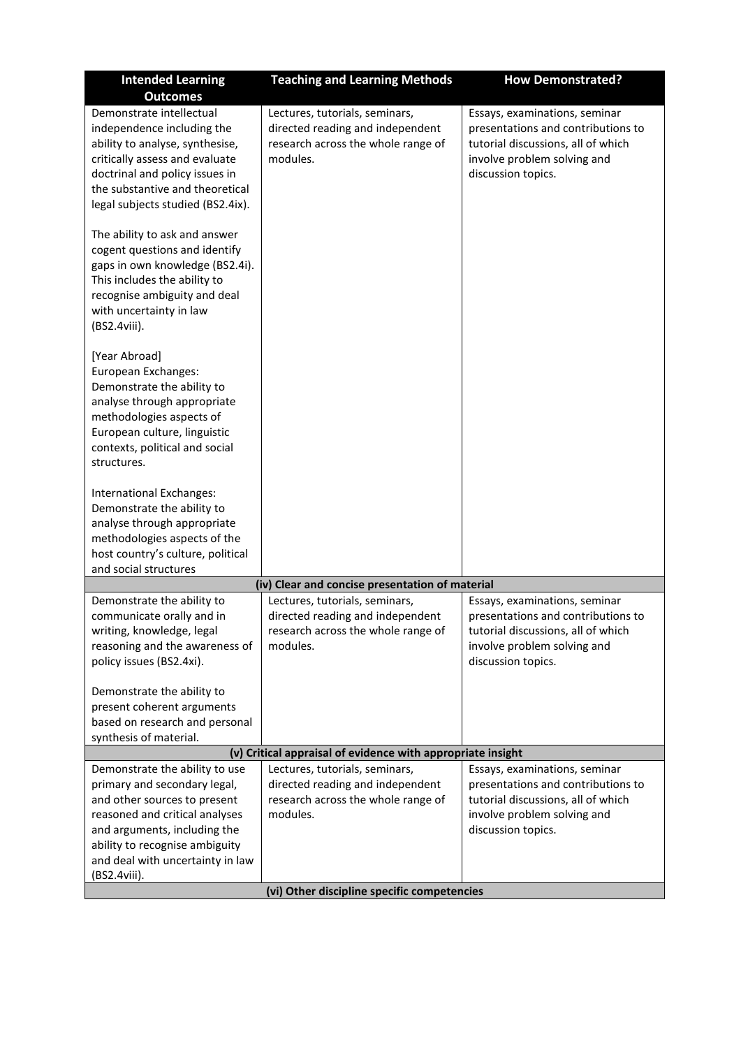| Intended Learning Outcomes | Teaching and Learning Methods | How Demonstrated? |
| --- | --- | --- |
| Demonstrate intellectual independence including the ability to analyse, synthesise, critically assess and evaluate doctrinal and policy issues in the substantive and theoretical legal subjects studied (BS2.4ix).<br><br>The ability to ask and answer cogent questions and identify gaps in own knowledge (BS2.4i). This includes the ability to recognise ambiguity and deal with uncertainty in law (BS2.4viii).<br><br>[Year Abroad]<br>European Exchanges: Demonstrate the ability to analyse through appropriate methodologies aspects of European culture, linguistic contexts, political and social structures.<br><br>International Exchanges: Demonstrate the ability to analyse through appropriate methodologies aspects of the host country's culture, political and social structures | Lectures, tutorials, seminars, directed reading and independent research across the whole range of modules. | Essays, examinations, seminar presentations and contributions to tutorial discussions, all of which involve problem solving and discussion topics. |
| **(iv) Clear and concise presentation of material** | | |
| Demonstrate the ability to communicate orally and in writing, knowledge, legal reasoning and the awareness of policy issues (BS2.4xi).<br><br>Demonstrate the ability to present coherent arguments based on research and personal synthesis of material. | Lectures, tutorials, seminars, directed reading and independent research across the whole range of modules. | Essays, examinations, seminar presentations and contributions to tutorial discussions, all of which involve problem solving and discussion topics. |
| **(v) Critical appraisal of evidence with appropriate insight** | | |
| Demonstrate the ability to use primary and secondary legal, and other sources to present reasoned and critical analyses and arguments, including the ability to recognise ambiguity and deal with uncertainty in law (BS2.4viii). | Lectures, tutorials, seminars, directed reading and independent research across the whole range of modules. | Essays, examinations, seminar presentations and contributions to tutorial discussions, all of which involve problem solving and discussion topics. |
| **(vi) Other discipline specific competencies** | | |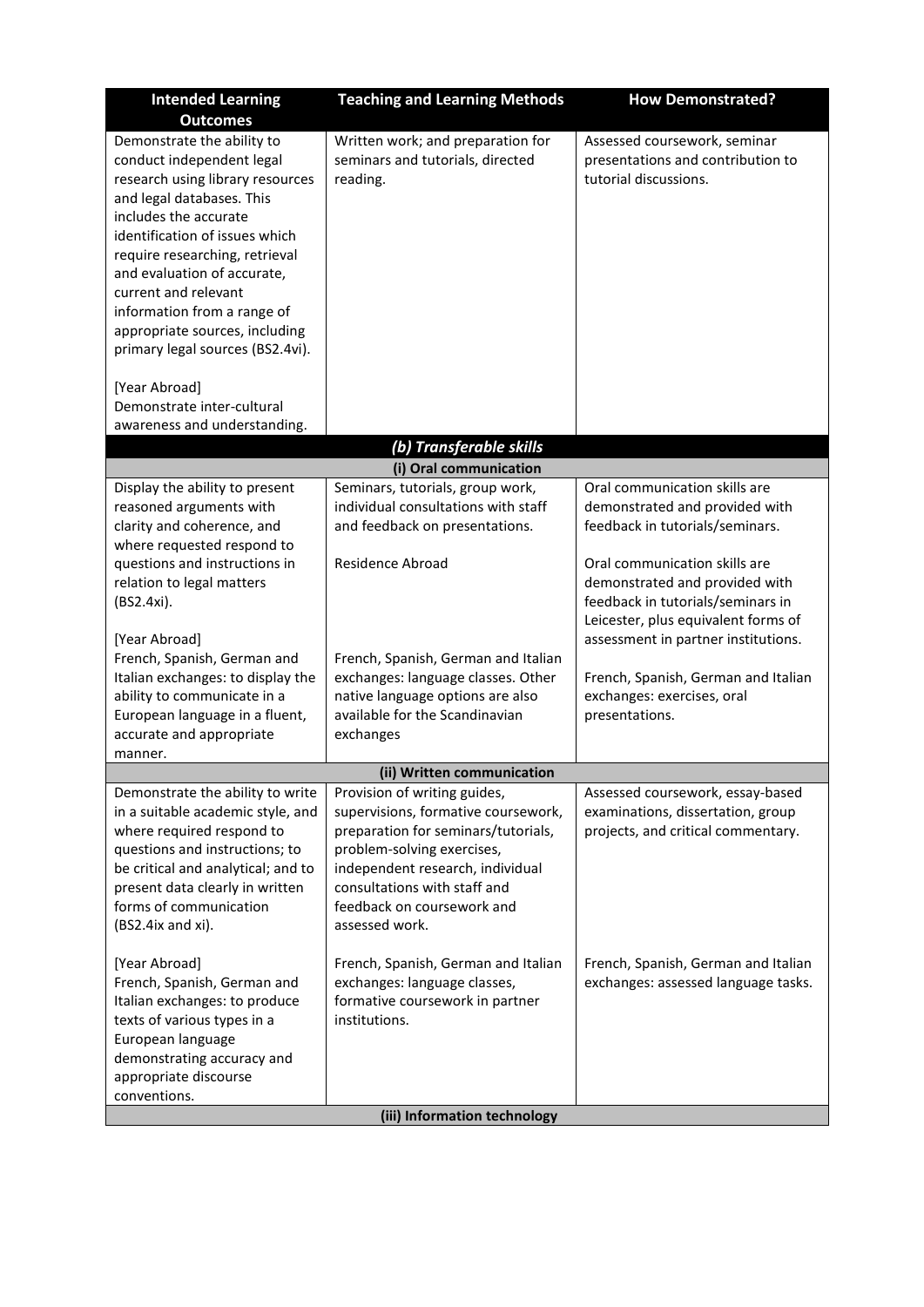| Intended Learning Outcomes | Teaching and Learning Methods | How Demonstrated? |
|---|---|---|
| Demonstrate the ability to conduct independent legal research using library resources and legal databases. This includes the accurate identification of issues which require researching, retrieval and evaluation of accurate, current and relevant information from a range of appropriate sources, including primary legal sources (BS2.4vi).<br><br>[Year Abroad]<br>Demonstrate inter-cultural awareness and understanding. | Written work; and preparation for seminars and tutorials, directed reading. | Assessed coursework, seminar presentations and contribution to tutorial discussions. |
| ***(b) Transferable skills*** | | |
| **(i) Oral communication** | | |
| Display the ability to present reasoned arguments with clarity and coherence, and where requested respond to questions and instructions in relation to legal matters (BS2.4xi).<br><br>[Year Abroad]<br>French, Spanish, German and Italian exchanges: to display the ability to communicate in a European language in a fluent, accurate and appropriate manner. | Seminars, tutorials, group work, individual consultations with staff and feedback on presentations.<br><br>Residence Abroad<br><br>French, Spanish, German and Italian exchanges: language classes. Other native language options are also available for the Scandinavian exchanges | Oral communication skills are demonstrated and provided with feedback in tutorials/seminars.<br><br>Oral communication skills are demonstrated and provided with feedback in tutorials/seminars in Leicester, plus equivalent forms of assessment in partner institutions.<br><br>French, Spanish, German and Italian exchanges: exercises, oral presentations. |
| **(ii) Written communication** | | |
| Demonstrate the ability to write in a suitable academic style, and where required respond to questions and instructions; to be critical and analytical; and to present data clearly in written forms of communication (BS2.4ix and xi).<br><br>[Year Abroad]<br>French, Spanish, German and Italian exchanges: to produce texts of various types in a European language demonstrating accuracy and appropriate discourse conventions. | Provision of writing guides, supervisions, formative coursework, preparation for seminars/tutorials, problem-solving exercises, independent research, individual consultations with staff and feedback on coursework and assessed work.<br><br>French, Spanish, German and Italian exchanges: language classes, formative coursework in partner institutions. | Assessed coursework, essay-based examinations, dissertation, group projects, and critical commentary.<br><br>French, Spanish, German and Italian exchanges: assessed language tasks. |
| **(iii) Information technology** | | |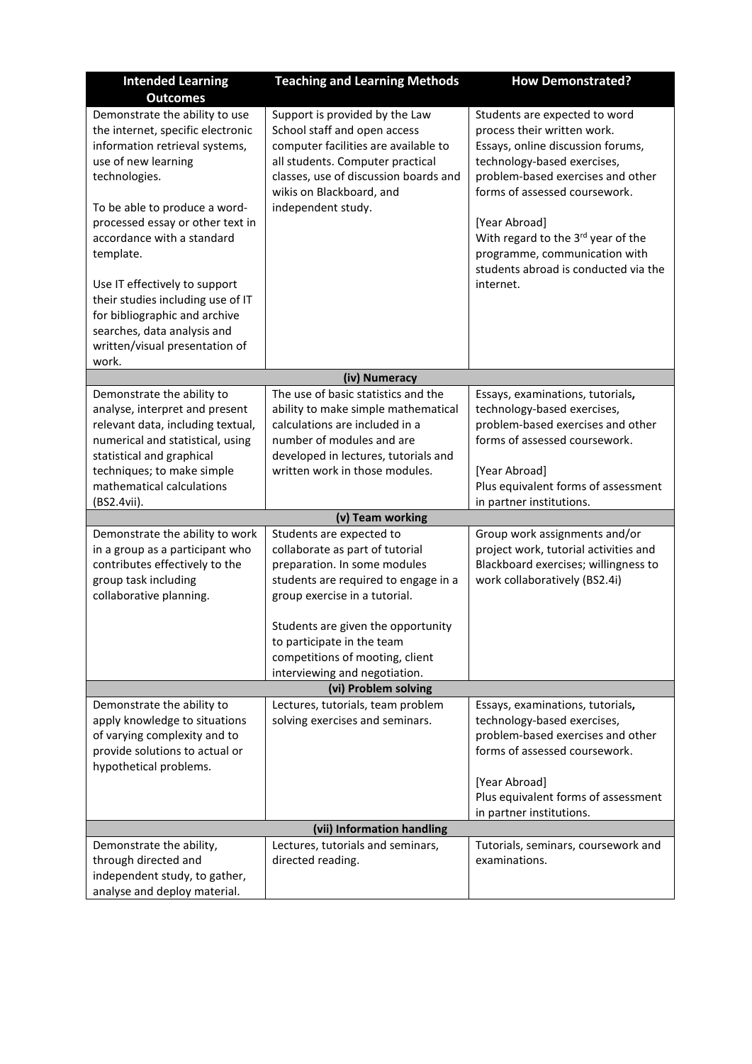| Intended Learning Outcomes | Teaching and Learning Methods | How Demonstrated? |
|---|---|---|
| Demonstrate the ability to use the internet, specific electronic information retrieval systems, use of new learning technologies.<br><br>To be able to produce a word-processed essay or other text in accordance with a standard template.<br><br>Use IT effectively to support their studies including use of IT for bibliographic and archive searches, data analysis and written/visual presentation of work. | Support is provided by the Law School staff and open access computer facilities are available to all students. Computer practical classes, use of discussion boards and wikis on Blackboard, and independent study. | Students are expected to word process their written work.<br>Essays, online discussion forums, technology-based exercises, problem-based exercises and other forms of assessed coursework.<br><br>[Year Abroad]<br>With regard to the 3rd year of the programme, communication with students abroad is conducted via the internet. |
| **(iv) Numeracy** | | |
| Demonstrate the ability to analyse, interpret and present relevant data, including textual, numerical and statistical, using statistical and graphical techniques; to make simple mathematical calculations (BS2.4vii). | The use of basic statistics and the ability to make simple mathematical calculations are included in a number of modules and are developed in lectures, tutorials and written work in those modules. | Essays, examinations, tutorials, technology-based exercises, problem-based exercises and other forms of assessed coursework.<br><br>[Year Abroad]<br>Plus equivalent forms of assessment in partner institutions. |
| **(v) Team working** | | |
| Demonstrate the ability to work in a group as a participant who contributes effectively to the group task including collaborative planning. | Students are expected to collaborate as part of tutorial preparation. In some modules students are required to engage in a group exercise in a tutorial.<br><br>Students are given the opportunity to participate in the team competitions of mooting, client interviewing and negotiation. | Group work assignments and/or project work, tutorial activities and Blackboard exercises; willingness to work collaboratively (BS2.4i) |
| **(vi) Problem solving** | | |
| Demonstrate the ability to apply knowledge to situations of varying complexity and to provide solutions to actual or hypothetical problems. | Lectures, tutorials, team problem solving exercises and seminars. | Essays, examinations, tutorials, technology-based exercises, problem-based exercises and other forms of assessed coursework.<br><br>[Year Abroad]<br>Plus equivalent forms of assessment in partner institutions. |
| **(vii) Information handling** | | |
| Demonstrate the ability, through directed and independent study, to gather, analyse and deploy material. | Lectures, tutorials and seminars, directed reading. | Tutorials, seminars, coursework and examinations. |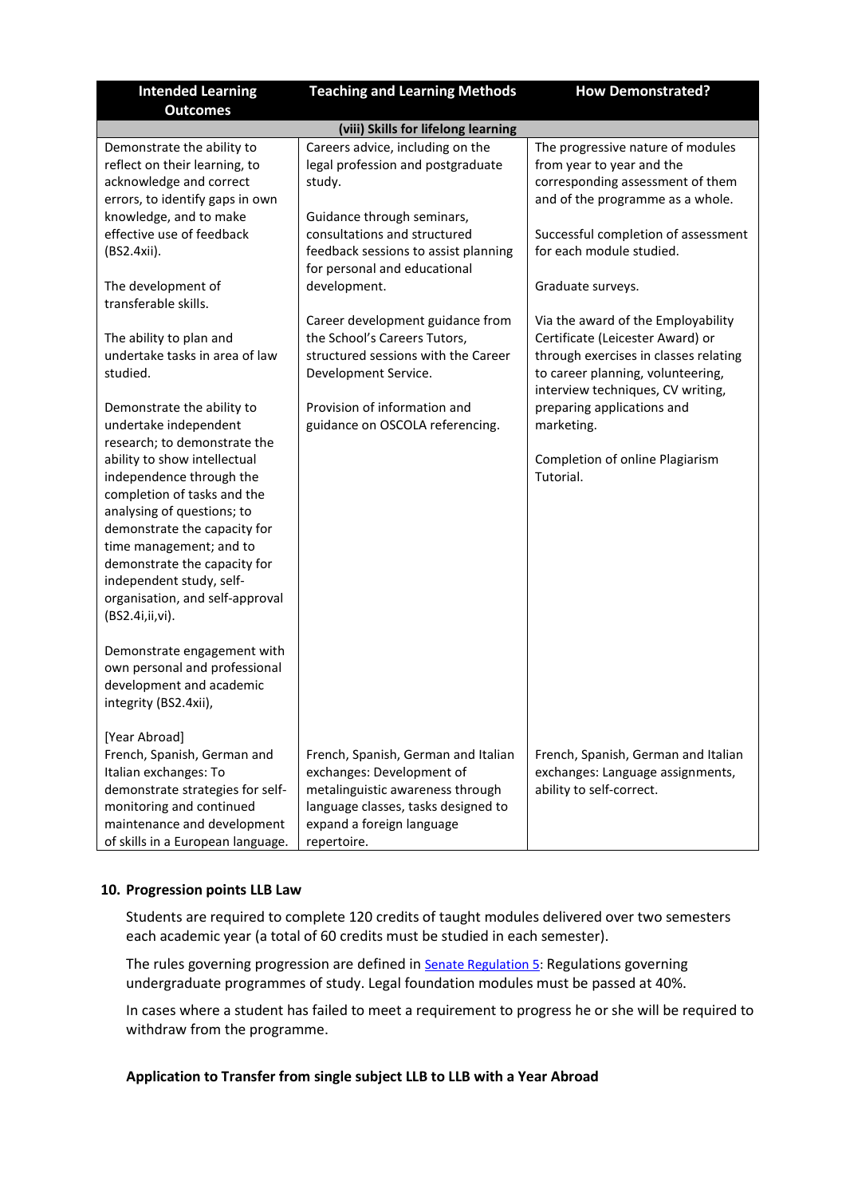| Intended Learning Outcomes | Teaching and Learning Methods | How Demonstrated? |
|---|---|---|
| **(viii) Skills for lifelong learning** | | |
| Demonstrate the ability to reflect on their learning, to acknowledge and correct errors, to identify gaps in own knowledge, and to make effective use of feedback (BS2.4xii).<br><br>The development of transferable skills.<br><br>The ability to plan and undertake tasks in area of law studied.<br><br>Demonstrate the ability to undertake independent research; to demonstrate the ability to show intellectual independence through the completion of tasks and the analysing of questions; to demonstrate the capacity for time management; and to demonstrate the capacity for independent study, self-organisation, and self-approval (BS2.4i,ii,vi).<br><br>Demonstrate engagement with own personal and professional development and academic integrity (BS2.4xii), | Careers advice, including on the legal profession and postgraduate study.<br><br>Guidance through seminars, consultations and structured feedback sessions to assist planning for personal and educational development.<br><br>Career development guidance from the School's Careers Tutors, structured sessions with the Career Development Service.<br><br>Provision of information and guidance on OSCOLA referencing. | The progressive nature of modules from year to year and the corresponding assessment of them and of the programme as a whole.<br><br>Successful completion of assessment for each module studied.<br><br>Graduate surveys.<br><br>Via the award of the Employability Certificate (Leicester Award) or through exercises in classes relating to career planning, volunteering, interview techniques, CV writing, preparing applications and marketing.<br><br>Completion of online Plagiarism Tutorial. |
| [Year Abroad]<br>French, Spanish, German and Italian exchanges: To demonstrate strategies for self-monitoring and continued maintenance and development of skills in a European language. | French, Spanish, German and Italian exchanges: Development of metalinguistic awareness through language classes, tasks designed to expand a foreign language repertoire. | French, Spanish, German and Italian exchanges: Language assignments, ability to self-correct. |

## 10. Progression points LLB Law

Students are required to complete 120 credits of taught modules delivered over two semesters each academic year (a total of 60 credits must be studied in each semester).

The rules governing progression are defined in Senate Regulation 5: Regulations governing undergraduate programmes of study. Legal foundation modules must be passed at 40%.

In cases where a student has failed to meet a requirement to progress he or she will be required to withdraw from the programme.

### Application to Transfer from single subject LLB to LLB with a Year Abroad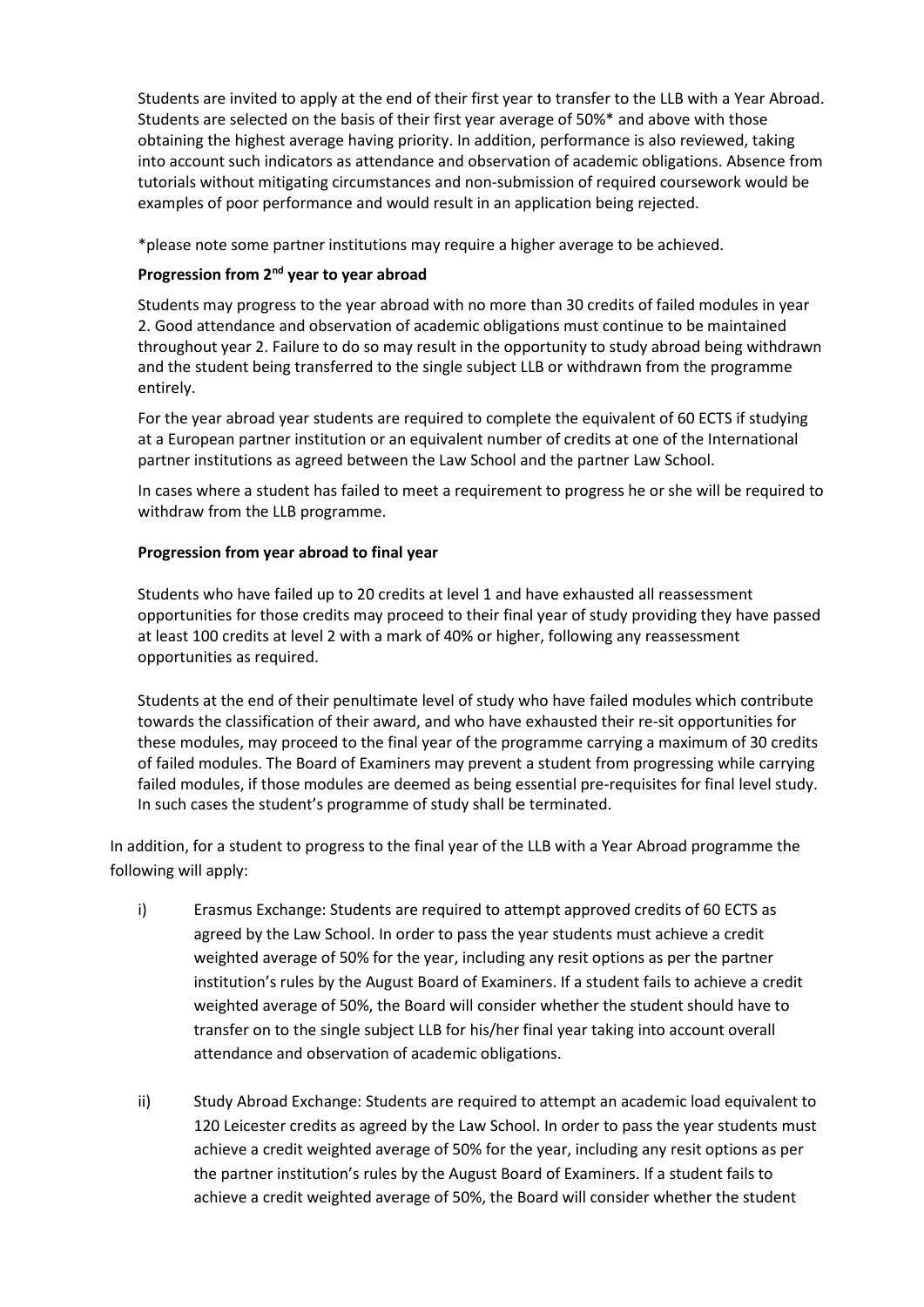Students are invited to apply at the end of their first year to transfer to the LLB with a Year Abroad. Students are selected on the basis of their first year average of 50%* and above with those obtaining the highest average having priority. In addition, performance is also reviewed, taking into account such indicators as attendance and observation of academic obligations. Absence from tutorials without mitigating circumstances and non-submission of required coursework would be examples of poor performance and would result in an application being rejected.

*please note some partner institutions may require a higher average to be achieved.

**Progression from 2nd year to year abroad**

Students may progress to the year abroad with no more than 30 credits of failed modules in year 2. Good attendance and observation of academic obligations must continue to be maintained throughout year 2. Failure to do so may result in the opportunity to study abroad being withdrawn and the student being transferred to the single subject LLB or withdrawn from the programme entirely.

For the year abroad year students are required to complete the equivalent of 60 ECTS if studying at a European partner institution or an equivalent number of credits at one of the International partner institutions as agreed between the Law School and the partner Law School.

In cases where a student has failed to meet a requirement to progress he or she will be required to withdraw from the LLB programme.

**Progression from year abroad to final year**

Students who have failed up to 20 credits at level 1 and have exhausted all reassessment opportunities for those credits may proceed to their final year of study providing they have passed at least 100 credits at level 2 with a mark of 40% or higher, following any reassessment opportunities as required.

Students at the end of their penultimate level of study who have failed modules which contribute towards the classification of their award, and who have exhausted their re-sit opportunities for these modules, may proceed to the final year of the programme carrying a maximum of 30 credits of failed modules. The Board of Examiners may prevent a student from progressing while carrying failed modules, if those modules are deemed as being essential pre-requisites for final level study. In such cases the student's programme of study shall be terminated.

In addition, for a student to progress to the final year of the LLB with a Year Abroad programme the following will apply:

i) Erasmus Exchange: Students are required to attempt approved credits of 60 ECTS as agreed by the Law School. In order to pass the year students must achieve a credit weighted average of 50% for the year, including any resit options as per the partner institution's rules by the August Board of Examiners. If a student fails to achieve a credit weighted average of 50%, the Board will consider whether the student should have to transfer on to the single subject LLB for his/her final year taking into account overall attendance and observation of academic obligations.

ii) Study Abroad Exchange: Students are required to attempt an academic load equivalent to 120 Leicester credits as agreed by the Law School. In order to pass the year students must achieve a credit weighted average of 50% for the year, including any resit options as per the partner institution's rules by the August Board of Examiners. If a student fails to achieve a credit weighted average of 50%, the Board will consider whether the student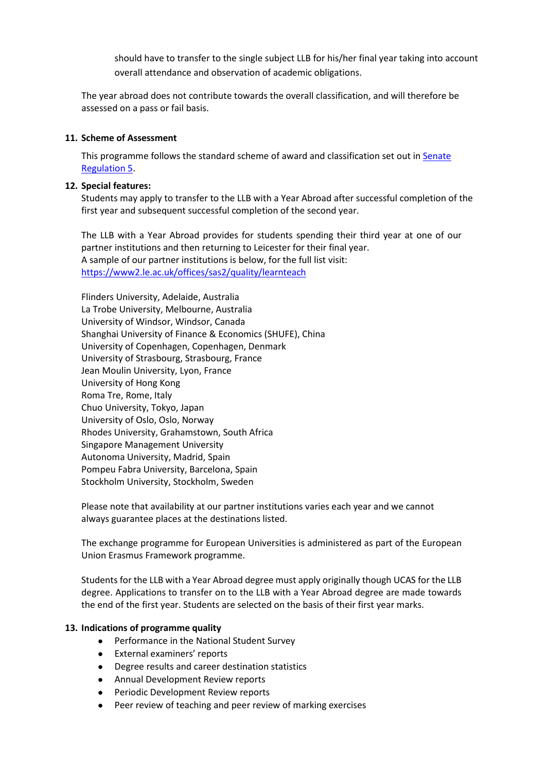should have to transfer to the single subject LLB for his/her final year taking into account overall attendance and observation of academic obligations.

The year abroad does not contribute towards the overall classification, and will therefore be assessed on a pass or fail basis.

**11. Scheme of Assessment**

This programme follows the standard scheme of award and classification set out in [Senate Regulation 5](#).

**12. Special features:**

Students may apply to transfer to the LLB with a Year Abroad after successful completion of the first year and subsequent successful completion of the second year.

The LLB with a Year Abroad provides for students spending their third year at one of our partner institutions and then returning to Leicester for their final year.
A sample of our partner institutions is below, for the full list visit:
https://www2.le.ac.uk/offices/sas2/quality/learnteach

Flinders University, Adelaide, Australia
La Trobe University, Melbourne, Australia
University of Windsor, Windsor, Canada
Shanghai University of Finance & Economics (SHUFE), China
University of Copenhagen, Copenhagen, Denmark
University of Strasbourg, Strasbourg, France
Jean Moulin University, Lyon, France
University of Hong Kong
Roma Tre, Rome, Italy
Chuo University, Tokyo, Japan
University of Oslo, Oslo, Norway
Rhodes University, Grahamstown, South Africa
Singapore Management University
Autonoma University, Madrid, Spain
Pompeu Fabra University, Barcelona, Spain
Stockholm University, Stockholm, Sweden

Please note that availability at our partner institutions varies each year and we cannot always guarantee places at the destinations listed.

The exchange programme for European Universities is administered as part of the European Union Erasmus Framework programme.

Students for the LLB with a Year Abroad degree must apply originally though UCAS for the LLB degree. Applications to transfer on to the LLB with a Year Abroad degree are made towards the end of the first year. Students are selected on the basis of their first year marks.

**13. Indications of programme quality**

- Performance in the National Student Survey
- External examiners' reports
- Degree results and career destination statistics
- Annual Development Review reports
- Periodic Development Review reports
- Peer review of teaching and peer review of marking exercises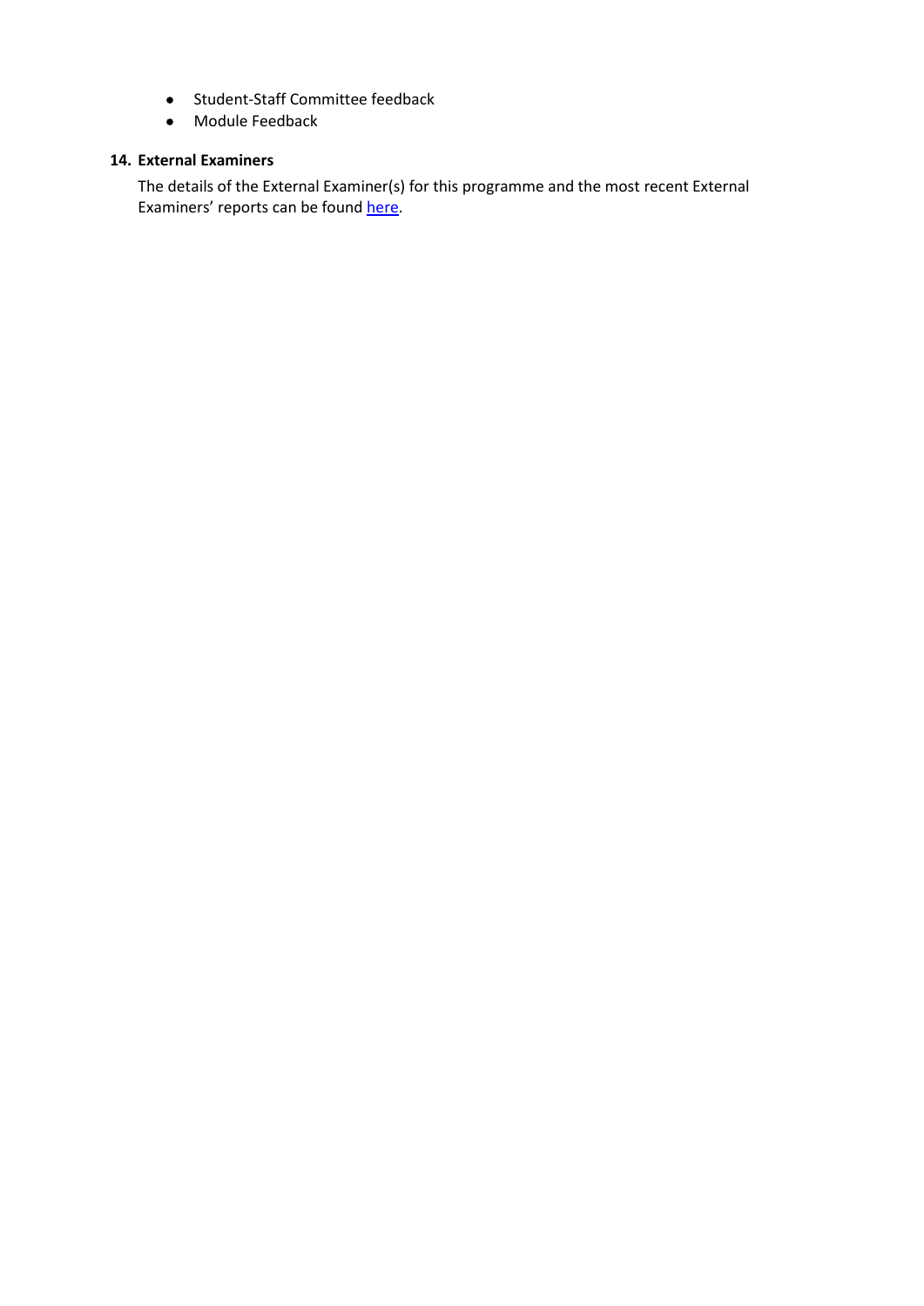- Student-Staff Committee feedback
- Module Feedback

## 14. External Examiners

The details of the External Examiner(s) for this programme and the most recent External Examiners' reports can be found here.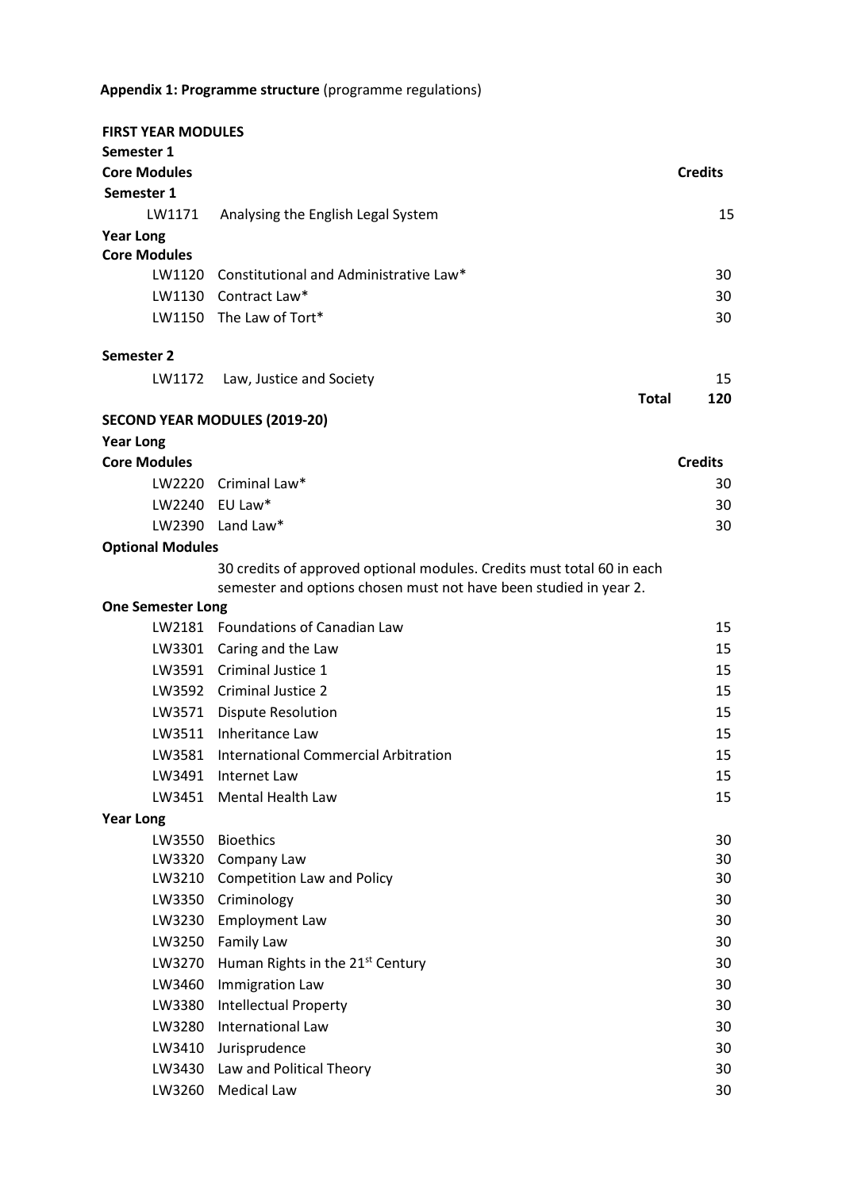**Appendix 1: Programme structure** (programme regulations)

**FIRST YEAR MODULES**

**Semester 1**

| **Core Modules** | | **Credits** |
|---|---|---|
| **Semester 1** | | |
| LW1171 | Analysing the English Legal System | 15 |
| **Year Long** | | |
| **Core Modules** | | |
| LW1120 | Constitutional and Administrative Law* | 30 |
| LW1130 | Contract Law* | 30 |
| LW1150 | The Law of Tort* | 30 |
| **Semester 2** | | |
| LW1172 | Law, Justice and Society | 15 |
| | **Total** | **120** |

**SECOND YEAR MODULES (2019-20)**

**Year Long**

| **Core Modules** | | **Credits** |
|---|---|---|
| LW2220 | Criminal Law* | 30 |
| LW2240 | EU Law* | 30 |
| LW2390 | Land Law* | 30 |

**Optional Modules**

30 credits of approved optional modules. Credits must total 60 in each semester and options chosen must not have been studied in year 2.

| **One Semester Long** | | |
|---|---|---|
| LW2181 | Foundations of Canadian Law | 15 |
| LW3301 | Caring and the Law | 15 |
| LW3591 | Criminal Justice 1 | 15 |
| LW3592 | Criminal Justice 2 | 15 |
| LW3571 | Dispute Resolution | 15 |
| LW3511 | Inheritance Law | 15 |
| LW3581 | International Commercial Arbitration | 15 |
| LW3491 | Internet Law | 15 |
| LW3451 | Mental Health Law | 15 |
| **Year Long** | | |
| LW3550 | Bioethics | 30 |
| LW3320 | Company Law | 30 |
| LW3210 | Competition Law and Policy | 30 |
| LW3350 | Criminology | 30 |
| LW3230 | Employment Law | 30 |
| LW3250 | Family Law | 30 |
| LW3270 | Human Rights in the 21st Century | 30 |
| LW3460 | Immigration Law | 30 |
| LW3380 | Intellectual Property | 30 |
| LW3280 | International Law | 30 |
| LW3410 | Jurisprudence | 30 |
| LW3430 | Law and Political Theory | 30 |
| LW3260 | Medical Law | 30 |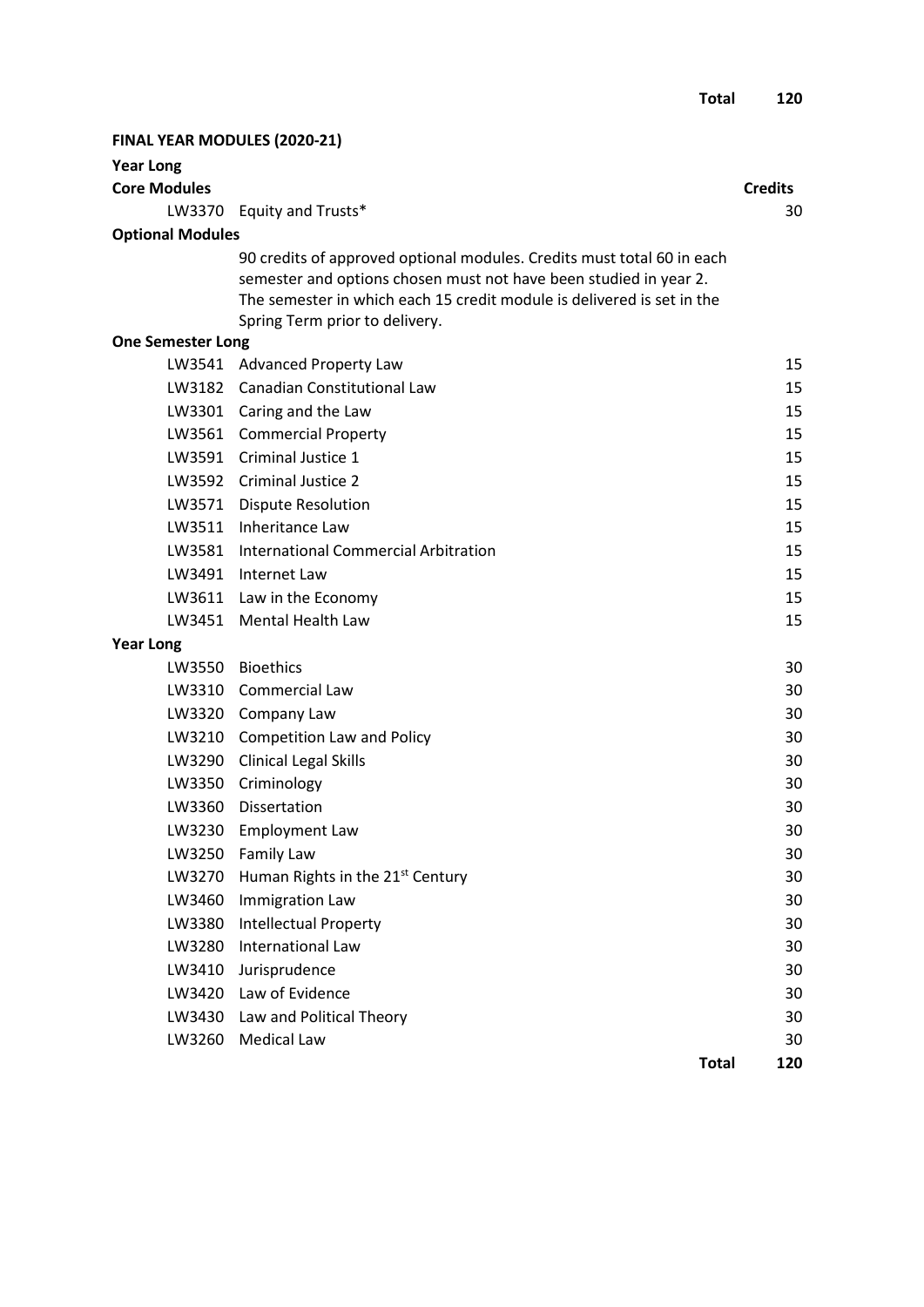| | | Total | 120 |
|---|---|---|---|

**FINAL YEAR MODULES (2020-21)**

| | | | Credits |
|---|---|---|---|
| **Year Long** | | | |
| **Core Modules** | | | **Credits** |
| | LW3370 | Equity and Trusts* | 30 |
| **Optional Modules** | | | |
| | | 90 credits of approved optional modules. Credits must total 60 in each semester and options chosen must not have been studied in year 2. The semester in which each 15 credit module is delivered is set in the Spring Term prior to delivery. | |
| **One Semester Long** | | | |
| | LW3541 | Advanced Property Law | 15 |
| | LW3182 | Canadian Constitutional Law | 15 |
| | LW3301 | Caring and the Law | 15 |
| | LW3561 | Commercial Property | 15 |
| | LW3591 | Criminal Justice 1 | 15 |
| | LW3592 | Criminal Justice 2 | 15 |
| | LW3571 | Dispute Resolution | 15 |
| | LW3511 | Inheritance Law | 15 |
| | LW3581 | International Commercial Arbitration | 15 |
| | LW3491 | Internet Law | 15 |
| | LW3611 | Law in the Economy | 15 |
| | LW3451 | Mental Health Law | 15 |
| **Year Long** | | | |
| | LW3550 | Bioethics | 30 |
| | LW3310 | Commercial Law | 30 |
| | LW3320 | Company Law | 30 |
| | LW3210 | Competition Law and Policy | 30 |
| | LW3290 | Clinical Legal Skills | 30 |
| | LW3350 | Criminology | 30 |
| | LW3360 | Dissertation | 30 |
| | LW3230 | Employment Law | 30 |
| | LW3250 | Family Law | 30 |
| | LW3270 | Human Rights in the 21st Century | 30 |
| | LW3460 | Immigration Law | 30 |
| | LW3380 | Intellectual Property | 30 |
| | LW3280 | International Law | 30 |
| | LW3410 | Jurisprudence | 30 |
| | LW3420 | Law of Evidence | 30 |
| | LW3430 | Law and Political Theory | 30 |
| | LW3260 | Medical Law | 30 |
| | | **Total** | **120** |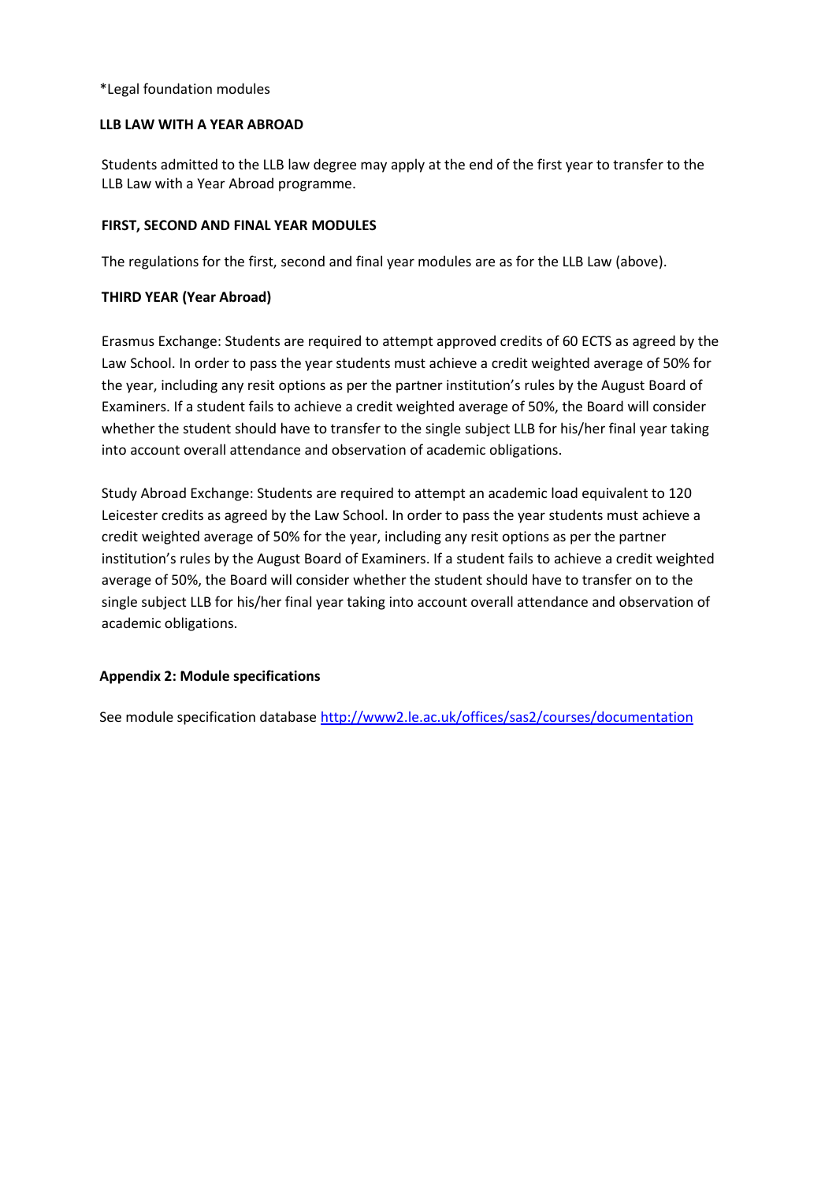*Legal foundation modules

**LLB LAW WITH A YEAR ABROAD**

Students admitted to the LLB law degree may apply at the end of the first year to transfer to the LLB Law with a Year Abroad programme.

**FIRST, SECOND AND FINAL YEAR MODULES**

The regulations for the first, second and final year modules are as for the LLB Law (above).

**THIRD YEAR (Year Abroad)**

Erasmus Exchange: Students are required to attempt approved credits of 60 ECTS as agreed by the Law School. In order to pass the year students must achieve a credit weighted average of 50% for the year, including any resit options as per the partner institution's rules by the August Board of Examiners. If a student fails to achieve a credit weighted average of 50%, the Board will consider whether the student should have to transfer to the single subject LLB for his/her final year taking into account overall attendance and observation of academic obligations.

Study Abroad Exchange: Students are required to attempt an academic load equivalent to 120 Leicester credits as agreed by the Law School. In order to pass the year students must achieve a credit weighted average of 50% for the year, including any resit options as per the partner institution's rules by the August Board of Examiners. If a student fails to achieve a credit weighted average of 50%, the Board will consider whether the student should have to transfer on to the single subject LLB for his/her final year taking into account overall attendance and observation of academic obligations.

**Appendix 2: Module specifications**

See module specification database http://www2.le.ac.uk/offices/sas2/courses/documentation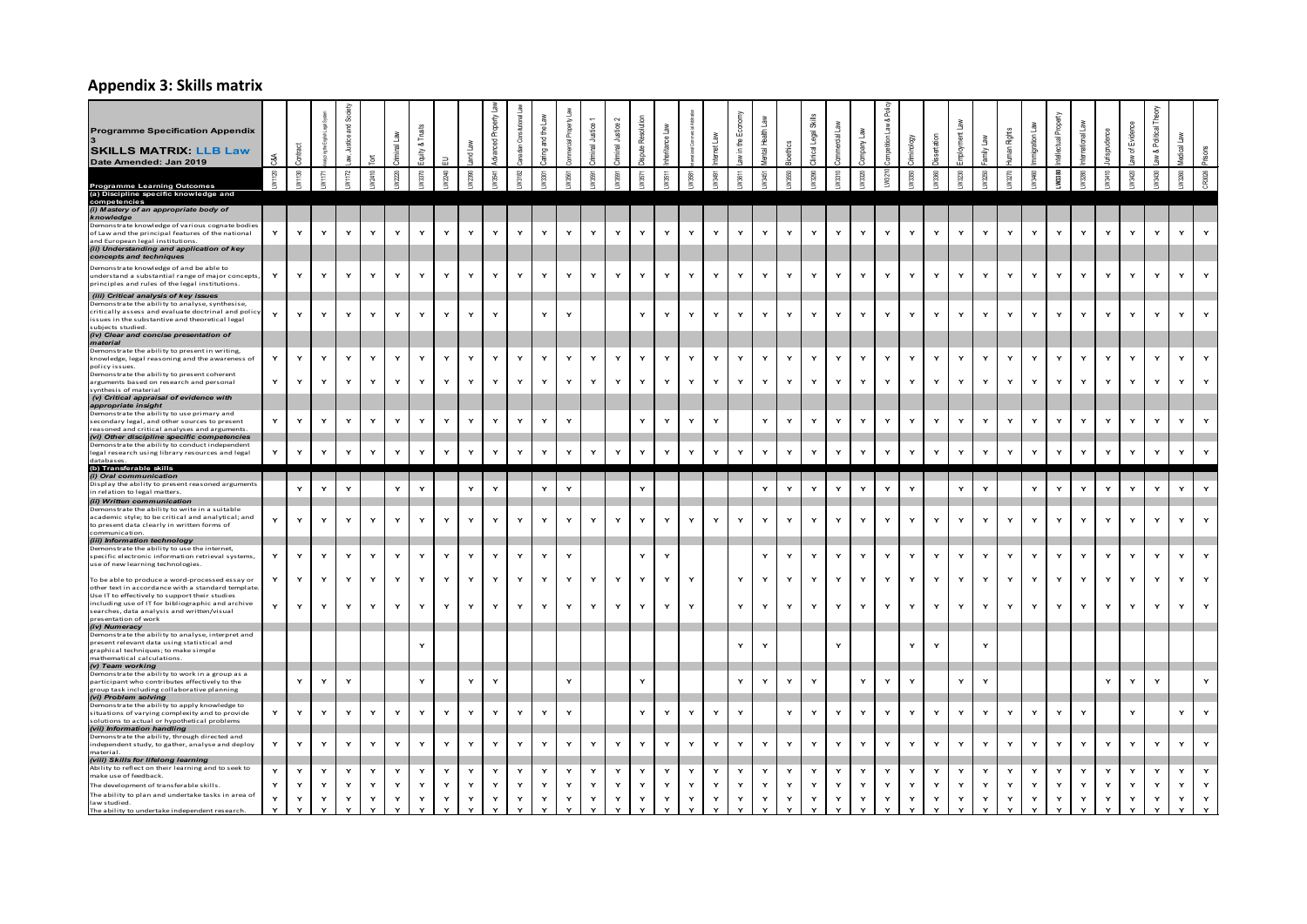# Appendix 3: Skills matrix

| Programme Specification Appendix 3 SKILLS MATRIX: LLB Law Date Amended: Jan 2019 | C&A | Contract | Analysing the English Legal System | Law, Justice and Society | Tort | Criminal Law | Equity & Trusts | EU | Land Law | Advanced Property Law | Canadian Constitutional Law | Caring and the Law | Commercial Property Law | Criminal Justice 1 | Criminal Justice 2 | Dispute Resolution | Inheritance Law | International Commercial Arbitration | Internet Law | Law in the Economy | Mental Health Law | Bioethics | Clinical Legal Skills | Commercial Law | Company Law | Competition Law & Policy | Criminology | Dissertation | Employment Law | Family Law | Human Rights | Immigration Law | Intellectual Property | International Law | Jurisprudence | Law of Evidence | Law & Political Theory | Medical Law | Prisons |
|---|---|---|---|---|---|---|---|---|---|---|---|---|---|---|---|---|---|---|---|---|---|---|---|---|---|---|---|---|---|---|---|---|---|---|---|---|---|---|---|
| **Programme Learning Outcomes** | LW1120 | LW1130 | LW1171 | LW1172 | LW2410 | LW2220 | LW3370 | LW2240 | LW2390 | LW3541 | LW3182 | LW3301 | LW3561 | LW3591 | LW3591 | LW3071 | LW3511 | LW3581 | LW3491 | LW3611 | LW3451 | LW3550 | LW3290 | LW3310 | LW3320 | LW3210 | LW3350 | LW3360 | LW3230 | LW3250 | LW3270 | LW3460 | LW3380 | LW3280 | LW3410 | LW3420 | LW3430 | LW3260 | CR3026 |
| **(a) Discipline specific knowledge and competencies** | | | | | | | | | | | | | | | | | | | | | | | | | | | | | | | | | | | | | | | |
| ***(i) Mastery of an appropriate body of knowledge*** | | | | | | | | | | | | | | | | | | | | | | | | | | | | | | | | | | | | | | | |
| Demonstrate knowledge of various cognate bodies of Law and the principal features of the national and European legal institutions. | Y | Y | Y | Y | Y | Y | Y | Y | Y | Y | Y | Y | Y | Y | Y | Y | Y | Y | Y | Y | Y | Y | Y | Y | Y | Y | Y | Y | Y | Y | Y | Y | Y | Y | Y | Y | Y | Y | Y |
| ***(ii) Understanding and application of key concepts and techniques*** | | | | | | | | | | | | | | | | | | | | | | | | | | | | | | | | | | | | | | | |
| Demonstrate knowledge of and be able to understand a substantial range of major concepts, principles and rules of the legal institutions. | Y | Y | Y | Y | Y | Y | Y | Y | Y | Y | Y | Y | Y | Y | Y | Y | Y | Y | Y | Y | Y | Y | Y | Y | Y | Y | Y | Y | Y | Y | Y | Y | Y | Y | Y | Y | Y | Y | Y |
| ***(iii) Critical analysis of key issues*** | | | | | | | | | | | | | | | | | | | | | | | | | | | | | | | | | | | | | | | |
| Demonstrate the ability to analyse, synthesise, critically assess and evaluate doctrinal and policy issues in the substantive and theoretical legal subjects studied. | Y | Y | Y | Y | Y | Y | Y | Y | Y | Y | | Y | Y | | | Y | Y | Y | Y | Y | Y | Y | Y | Y | Y | Y | Y | Y | Y | Y | Y | Y | Y | Y | Y | Y | Y | Y | Y |
| ***(iv) Clear and concise presentation of material*** | | | | | | | | | | | | | | | | | | | | | | | | | | | | | | | | | | | | | | | |
| Demonstrate the ability to present in writing, knowledge, legal reasoning and the awareness of policy issues. | Y | Y | Y | Y | Y | Y | Y | Y | Y | Y | Y | Y | Y | Y | Y | Y | Y | Y | Y | Y | Y | Y | Y | Y | Y | Y | Y | Y | Y | Y | Y | Y | Y | Y | Y | Y | Y | Y | Y |
| Demonstrate the ability to present coherent arguments based on research and personal synthesis of material | Y | Y | Y | Y | Y | Y | Y | Y | Y | Y | Y | Y | Y | Y | Y | Y | Y | Y | Y | Y | Y | Y | Y | Y | Y | Y | Y | Y | Y | Y | Y | Y | Y | Y | Y | Y | Y | Y | Y |
| ***(v) Critical appraisal of evidence with appropriate insight*** | | | | | | | | | | | | | | | | | | | | | | | | | | | | | | | | | | | | | | | |
| Demonstrate the ability to use primary and secondary legal, and other sources to present reasoned and critical analyses and arguments. | Y | Y | Y | Y | Y | Y | Y | Y | Y | Y | Y | Y | Y | | | Y | Y | Y | Y | | Y | Y | Y | Y | Y | Y | Y | Y | Y | Y | Y | Y | Y | Y | Y | Y | Y | Y | Y |
| ***(vi) Other discipline specific competencies*** | | | | | | | | | | | | | | | | | | | | | | | | | | | | | | | | | | | | | | | |
| Demonstrate the ability to conduct independent legal research using library resources and legal databases. | Y | Y | Y | Y | Y | Y | Y | Y | Y | Y | Y | Y | Y | Y | Y | Y | Y | Y | Y | Y | Y | Y | Y | Y | Y | Y | Y | Y | Y | Y | Y | Y | Y | Y | Y | Y | Y | Y | Y |
| **(b) Transferable skills** | | | | | | | | | | | | | | | | | | | | | | | | | | | | | | | | | | | | | | | |
| ***(i) Oral communication*** | | | | | | | | | | | | | | | | | | | | | | | | | | | | | | | | | | | | | | | |
| Display the ability to present reasoned arguments in relation to legal matters. | | Y | Y | Y | | Y | Y | | Y | Y | | Y | Y | | | Y | | | | | Y | Y | Y | Y | Y | Y | Y | | Y | Y | | Y | Y | Y | Y | Y | Y | Y | Y |
| ***(ii) Written communication*** | | | | | | | | | | | | | | | | | | | | | | | | | | | | | | | | | | | | | | | |
| Demonstrate the ability to write in a suitable academic style; to be critical and analytical; and to present data clearly in written forms of communication. | Y | Y | Y | Y | Y | Y | Y | Y | Y | Y | Y | Y | Y | Y | Y | Y | Y | Y | Y | Y | Y | Y | Y | Y | Y | Y | Y | Y | Y | Y | Y | Y | Y | Y | Y | Y | Y | Y | Y |
| ***(iii) Information technology*** | | | | | | | | | | | | | | | | | | | | | | | | | | | | | | | | | | | | | | | |
| Demonstrate the ability to use the internet, specific electronic information retrieval systems, use of new learning technologies. | Y | Y | Y | Y | Y | Y | Y | Y | Y | Y | Y | Y | Y | | | Y | Y | | | | Y | Y | Y | Y | Y | Y | Y | Y | Y | Y | Y | Y | Y | Y | Y | Y | Y | Y | Y |
| To be able to produce a word-processed essay or other text in accordance with a standard template. | Y | Y | Y | Y | Y | Y | Y | Y | Y | Y | Y | Y | Y | Y | Y | Y | Y | Y | | Y | Y | Y | Y | Y | Y | Y | Y | Y | Y | Y | Y | Y | Y | Y | Y | Y | Y | Y | Y |
| Use IT to effectively to support their studies including use of IT for bibliographic and archive searches, data analysis and written/visual presentation of work | Y | Y | Y | Y | Y | Y | Y | Y | Y | Y | Y | Y | Y | Y | Y | Y | Y | Y | | Y | Y | Y | Y | Y | Y | Y | Y | Y | Y | Y | Y | Y | Y | Y | Y | Y | Y | Y | Y |
| ***(iv) Numeracy*** | | | | | | | | | | | | | | | | | | | | | | | | | | | | | | | | | | | | | | | |
| Demonstrate the ability to analyse, interpret and present relevant data using statistical and graphical techniques; to make simple mathematical calculations. | | | | | | | Y | | | | | | | | | | | | | Y | Y | | | Y | | | Y | Y | | Y | | | | | | | | | |
| ***(v) Team working*** | | | | | | | | | | | | | | | | | | | | | | | | | | | | | | | | | | | | | | | |
| Demonstrate the ability to work in a group as a participant who contributes effectively to the group task including collaborative planning | | Y | Y | Y | | | Y | | Y | Y | | | Y | | | Y | | | | Y | Y | Y | Y | | Y | Y | Y | | Y | Y | | | | | Y | Y | Y | | Y |
| ***(vi) Problem solving*** | | | | | | | | | | | | | | | | | | | | | | | | | | | | | | | | | | | | | | | |
| Demonstrate the ability to apply knowledge to situations of varying complexity and to provide solutions to actual or hypothetical problems | Y | Y | Y | Y | Y | Y | Y | Y | Y | Y | Y | Y | Y | | | Y | Y | Y | Y | Y | | Y | Y | Y | Y | Y | Y | Y | Y | Y | Y | Y | Y | Y | | Y | | Y | Y |
| ***(vii) Information handling*** | | | | | | | | | | | | | | | | | | | | | | | | | | | | | | | | | | | | | | | |
| Demonstrate the ability, through directed and independent study, to gather, analyse and deploy material. | Y | Y | Y | Y | Y | Y | Y | Y | Y | Y | Y | Y | Y | Y | Y | Y | Y | Y | Y | Y | Y | Y | Y | Y | Y | Y | Y | Y | Y | Y | Y | Y | Y | Y | Y | Y | Y | Y | Y |
| ***(viii) Skills for lifelong learning*** | | | | | | | | | | | | | | | | | | | | | | | | | | | | | | | | | | | | | | | |
| Ability to reflect on their learning and to seek to make use of feedback. | Y | Y | Y | Y | Y | Y | Y | Y | Y | Y | Y | Y | Y | Y | Y | Y | Y | Y | Y | Y | Y | Y | Y | Y | Y | Y | Y | Y | Y | Y | Y | Y | Y | Y | Y | Y | Y | Y | Y |
| The development of transferable skills. | Y | Y | Y | Y | Y | Y | Y | Y | Y | Y | Y | Y | Y | Y | Y | Y | Y | Y | Y | Y | Y | Y | Y | Y | Y | Y | Y | Y | Y | Y | Y | Y | Y | Y | Y | Y | Y | Y | Y |
| The ability to plan and undertake tasks in area of law studied. | Y | Y | Y | Y | Y | Y | Y | Y | Y | Y | Y | Y | Y | Y | Y | Y | Y | Y | Y | Y | Y | Y | Y | Y | Y | Y | Y | Y | Y | Y | Y | Y | Y | Y | Y | Y | Y | Y | Y |
| The ability to undertake independent research. | Y | Y | Y | Y | Y | Y | Y | Y | Y | Y | Y | Y | Y | Y | Y | Y | Y | Y | Y | Y | Y | Y | Y | Y | Y | Y | Y | Y | Y | Y | Y | Y | Y | Y | Y | Y | Y | Y | Y |